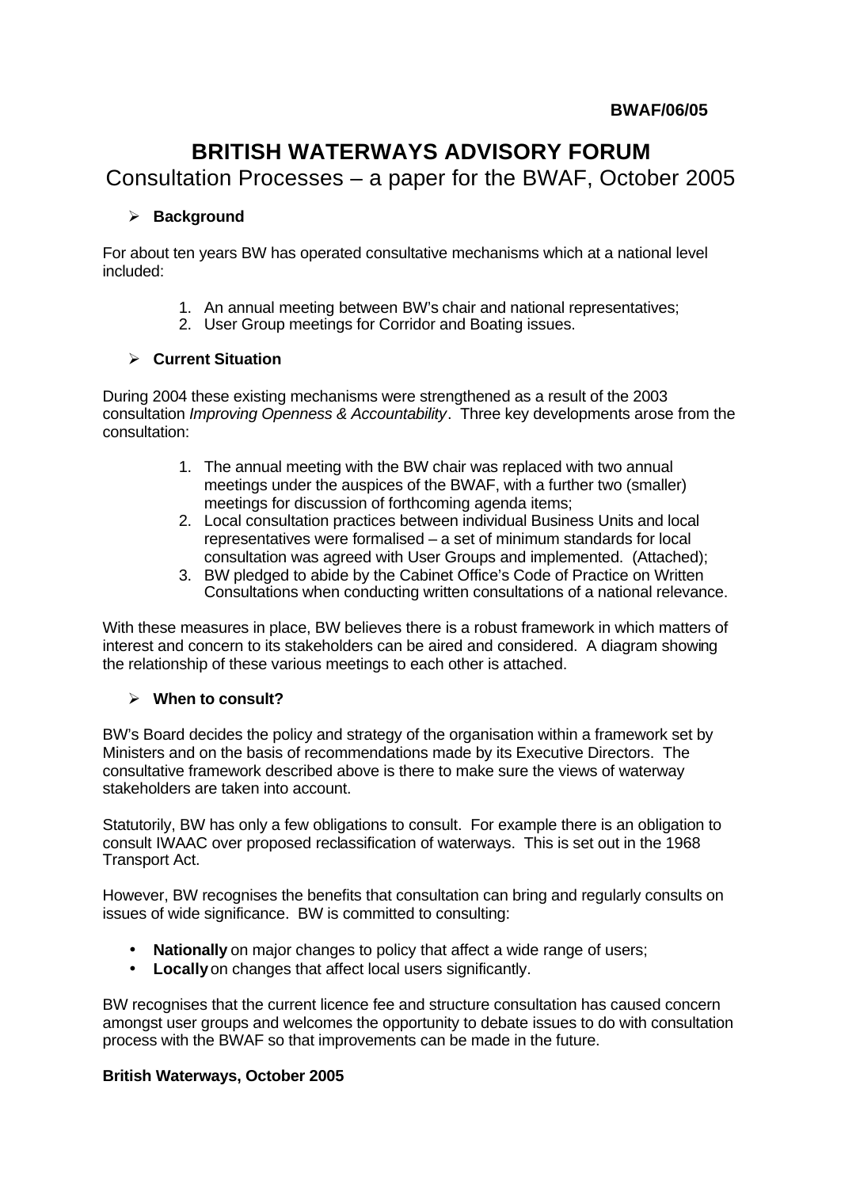**BWAF/06/05**

# BRITISH WATERWAYS ADVISORY FORUM

## Consultation Processes – a paper for the BWAF, October 2005

- **Background**

For about ten years BW has operated consultative mechanisms which at a national level included:

1. An annual meeting between BW's chair and national representatives;
2. User Group meetings for Corridor and Boating issues.

- **Current Situation**

During 2004 these existing mechanisms were strengthened as a result of the 2003 consultation *Improving Openness & Accountability*. Three key developments arose from the consultation:

1. The annual meeting with the BW chair was replaced with two annual meetings under the auspices of the BWAF, with a further two (smaller) meetings for discussion of forthcoming agenda items;
2. Local consultation practices between individual Business Units and local representatives were formalised – a set of minimum standards for local consultation was agreed with User Groups and implemented. (Attached);
3. BW pledged to abide by the Cabinet Office's Code of Practice on Written Consultations when conducting written consultations of a national relevance.

With these measures in place, BW believes there is a robust framework in which matters of interest and concern to its stakeholders can be aired and considered. A diagram showing the relationship of these various meetings to each other is attached.

- **When to consult?**

BW's Board decides the policy and strategy of the organisation within a framework set by Ministers and on the basis of recommendations made by its Executive Directors. The consultative framework described above is there to make sure the views of waterway stakeholders are taken into account.

Statutorily, BW has only a few obligations to consult. For example there is an obligation to consult IWAAC over proposed reclassification of waterways. This is set out in the 1968 Transport Act.

However, BW recognises the benefits that consultation can bring and regularly consults on issues of wide significance. BW is committed to consulting:

- **Nationally** on major changes to policy that affect a wide range of users;
- **Locally** on changes that affect local users significantly.

BW recognises that the current licence fee and structure consultation has caused concern amongst user groups and welcomes the opportunity to debate issues to do with consultation process with the BWAF so that improvements can be made in the future.

**British Waterways, October 2005**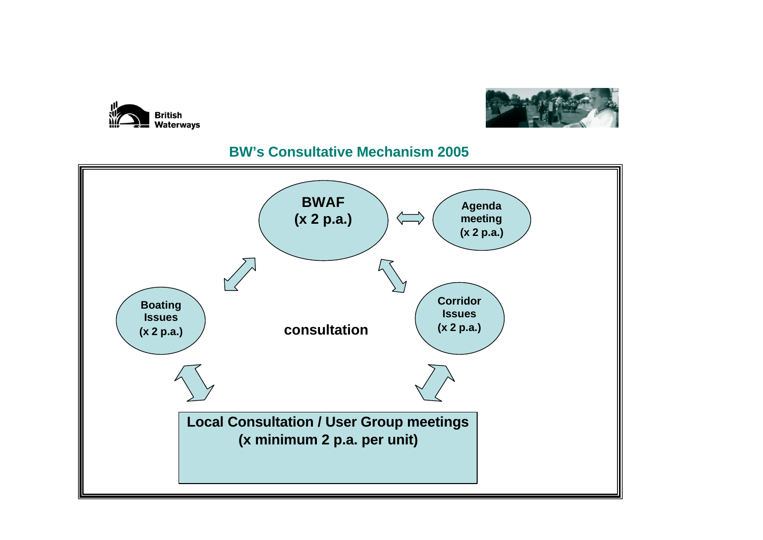British Waterways

## BW's Consultative Mechanism 2005

**BWAF**
**(x 2 p.a.)**

**Agenda meeting**
**(x 2 p.a.)**

**Boating Issues**
**(x 2 p.a.)**

**consultation**

**Corridor Issues**
**(x 2 p.a.)**

**Local Consultation / User Group meetings**
**(x minimum 2 p.a. per unit)**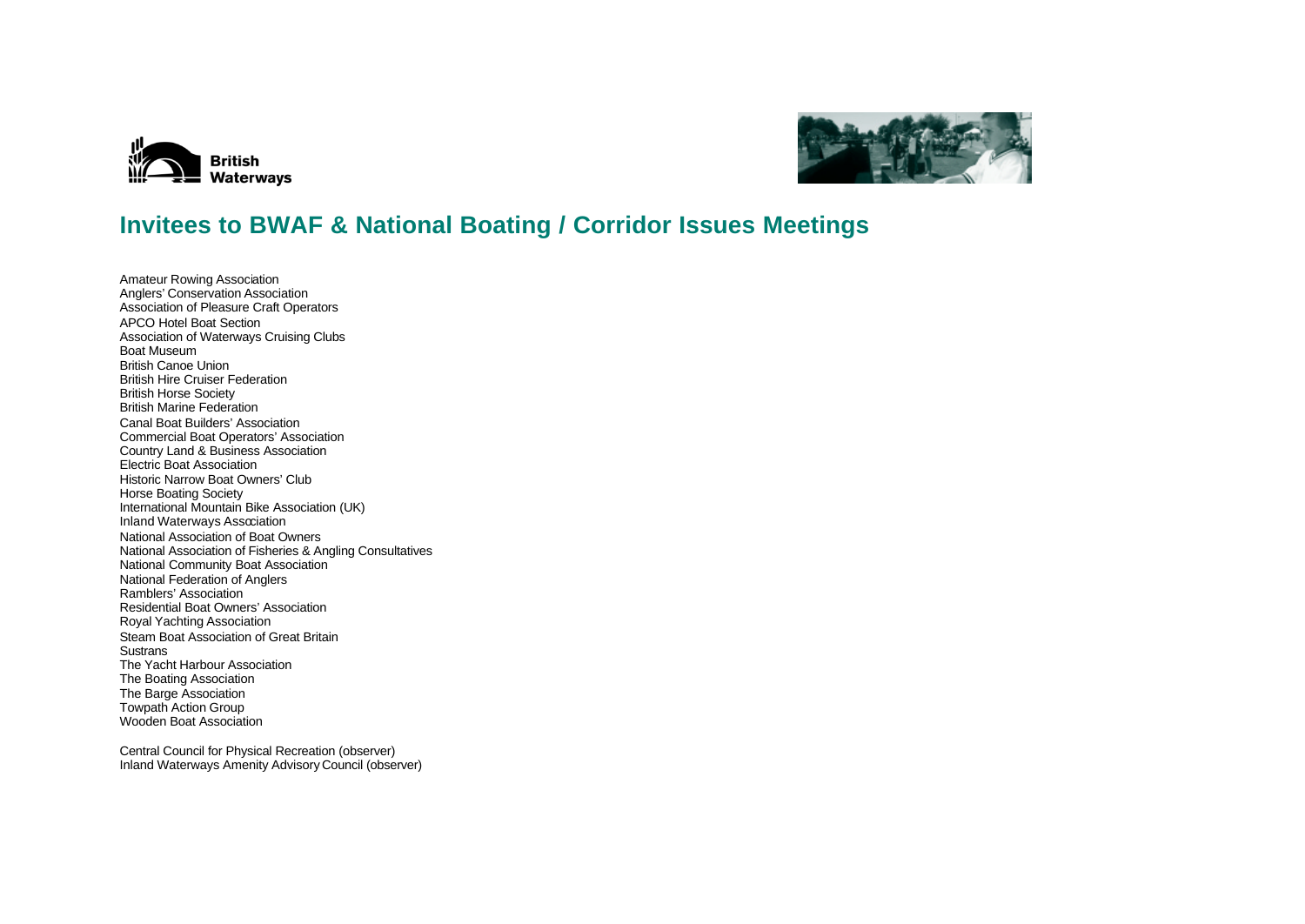# Invitees to BWAF & National Boating / Corridor Issues Meetings

Amateur Rowing Association
Anglers' Conservation Association
Association of Pleasure Craft Operators
APCO Hotel Boat Section
Association of Waterways Cruising Clubs
Boat Museum
British Canoe Union
British Hire Cruiser Federation
British Horse Society
British Marine Federation
Canal Boat Builders' Association
Commercial Boat Operators' Association
Country Land & Business Association
Electric Boat Association
Historic Narrow Boat Owners' Club
Horse Boating Society
International Mountain Bike Association (UK)
Inland Waterways Association
National Association of Boat Owners
National Association of Fisheries & Angling Consultatives
National Community Boat Association
National Federation of Anglers
Ramblers' Association
Residential Boat Owners' Association
Royal Yachting Association
Steam Boat Association of Great Britain
Sustrans
The Yacht Harbour Association
The Boating Association
The Barge Association
Towpath Action Group
Wooden Boat Association

Central Council for Physical Recreation (observer)
Inland Waterways Amenity Advisory Council (observer)